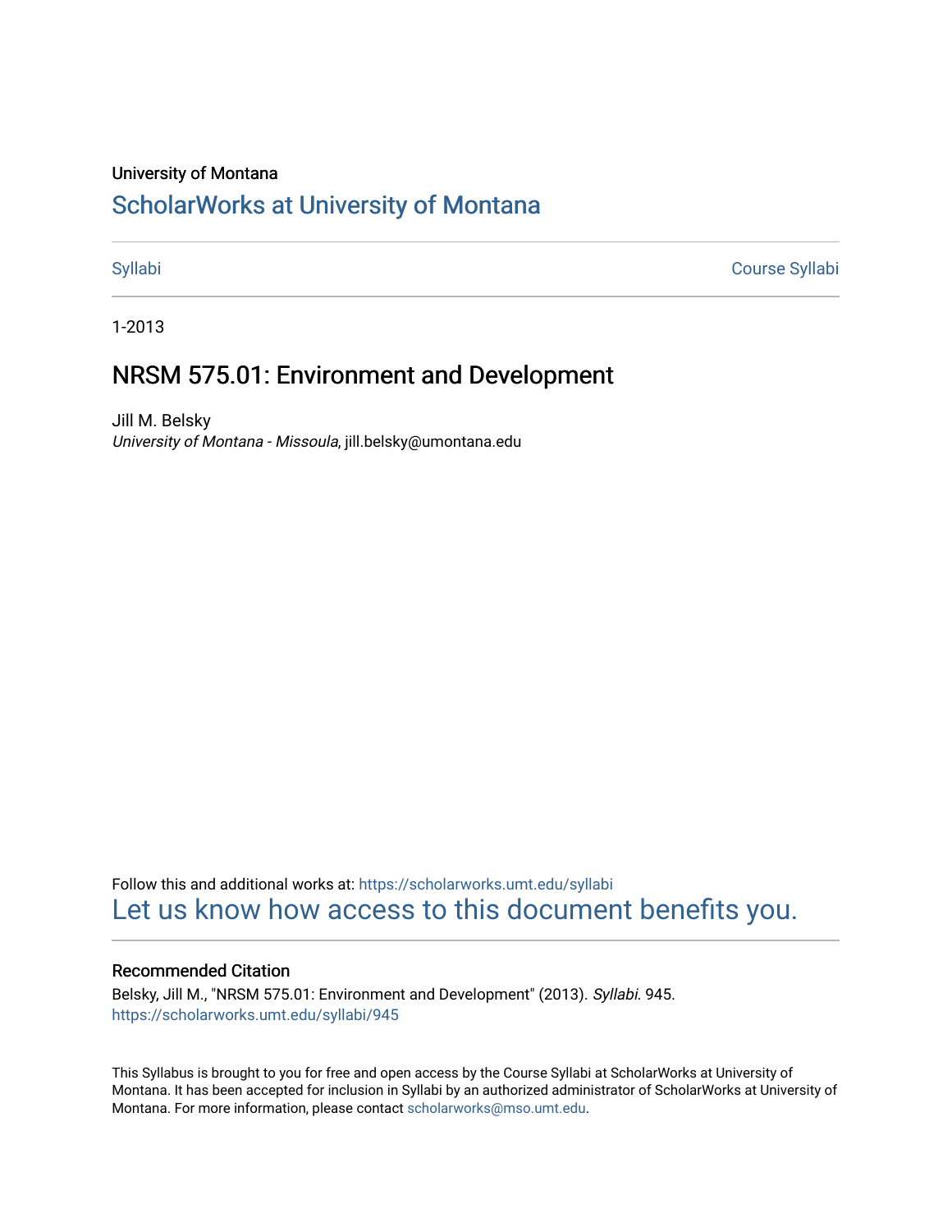University of Montana

# ScholarWorks at University of Montana

Syllabi | Course Syllabi

1-2013

## NRSM 575.01: Environment and Development

Jill M. Belsky
*University of Montana - Missoula*, jill.belsky@umontana.edu

Follow this and additional works at: https://scholarworks.umt.edu/syllabi

Let us know how access to this document benefits you.

### Recommended Citation

Belsky, Jill M., "NRSM 575.01: Environment and Development" (2013). *Syllabi*. 945.
https://scholarworks.umt.edu/syllabi/945

This Syllabus is brought to you for free and open access by the Course Syllabi at ScholarWorks at University of Montana. It has been accepted for inclusion in Syllabi by an authorized administrator of ScholarWorks at University of Montana. For more information, please contact scholarworks@mso.umt.edu.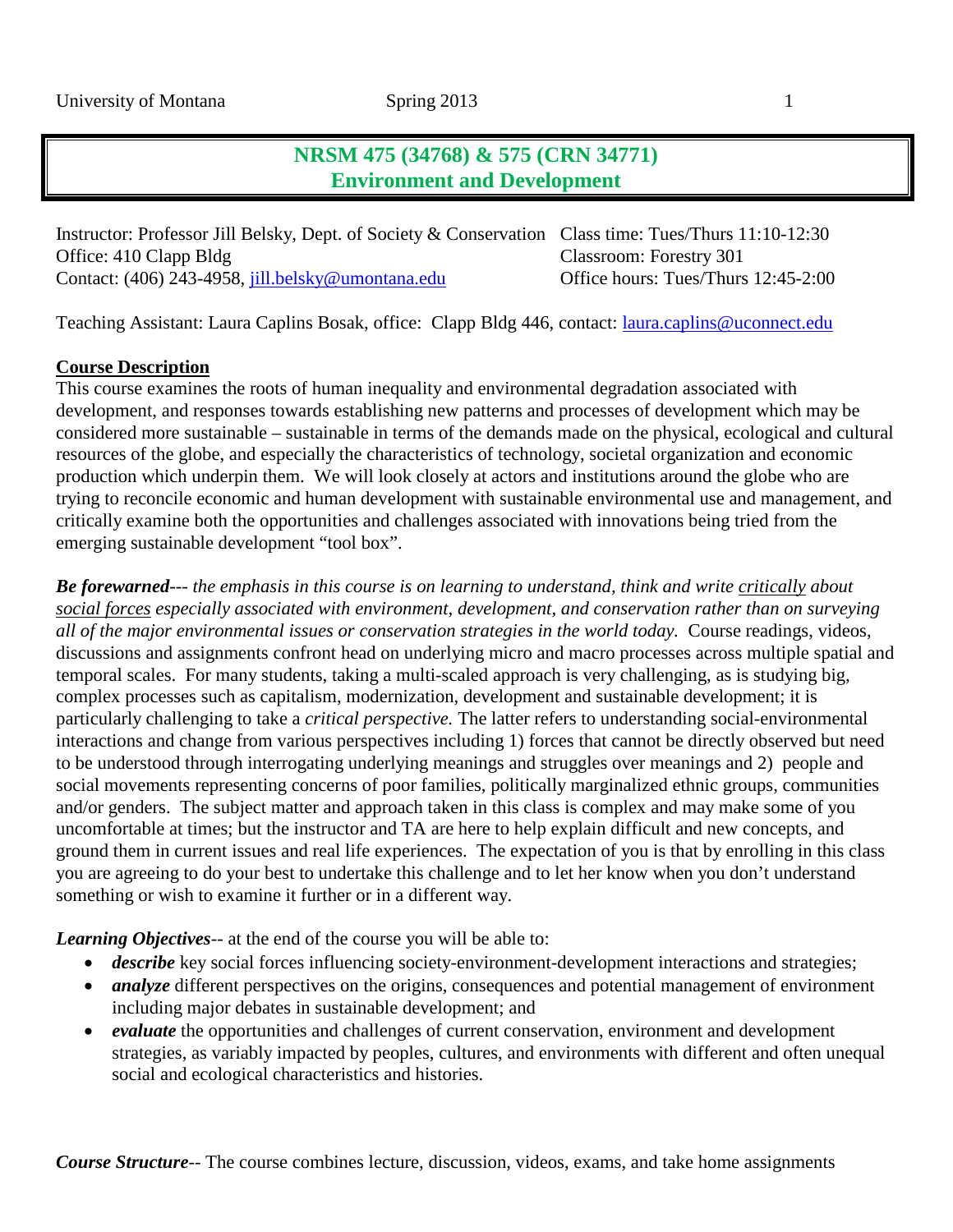## NRSM 475 (34768) & 575 (CRN 34771)
## Environment and Development

Instructor: Professor Jill Belsky, Dept. of Society & Conservation
Office: 410 Clapp Bldg
Contact: (406) 243-4958, jill.belsky@umontana.edu

Class time: Tues/Thurs 11:10-12:30
Classroom: Forestry 301
Office hours: Tues/Thurs 12:45-2:00

Teaching Assistant: Laura Caplins Bosak, office: Clapp Bldg 446, contact: laura.caplins@uconnect.edu

**Course Description**

This course examines the roots of human inequality and environmental degradation associated with development, and responses towards establishing new patterns and processes of development which may be considered more sustainable – sustainable in terms of the demands made on the physical, ecological and cultural resources of the globe, and especially the characteristics of technology, societal organization and economic production which underpin them. We will look closely at actors and institutions around the globe who are trying to reconcile economic and human development with sustainable environmental use and management, and critically examine both the opportunities and challenges associated with innovations being tried from the emerging sustainable development "tool box".

***Be forewarned****--- the emphasis in this course is on learning to understand, think and write critically about social forces especially associated with environment, development, and conservation rather than on surveying all of the major environmental issues or conservation strategies in the world today.* Course readings, videos, discussions and assignments confront head on underlying micro and macro processes across multiple spatial and temporal scales. For many students, taking a multi-scaled approach is very challenging, as is studying big, complex processes such as capitalism, modernization, development and sustainable development; it is particularly challenging to take a *critical perspective.* The latter refers to understanding social-environmental interactions and change from various perspectives including 1) forces that cannot be directly observed but need to be understood through interrogating underlying meanings and struggles over meanings and 2) people and social movements representing concerns of poor families, politically marginalized ethnic groups, communities and/or genders. The subject matter and approach taken in this class is complex and may make some of you uncomfortable at times; but the instructor and TA are here to help explain difficult and new concepts, and ground them in current issues and real life experiences. The expectation of you is that by enrolling in this class you are agreeing to do your best to undertake this challenge and to let her know when you don't understand something or wish to examine it further or in a different way.

***Learning Objectives***-- at the end of the course you will be able to:

- ***describe*** key social forces influencing society-environment-development interactions and strategies;
- ***analyze*** different perspectives on the origins, consequences and potential management of environment including major debates in sustainable development; and
- ***evaluate*** the opportunities and challenges of current conservation, environment and development strategies, as variably impacted by peoples, cultures, and environments with different and often unequal social and ecological characteristics and histories.

***Course Structure***-- The course combines lecture, discussion, videos, exams, and take home assignments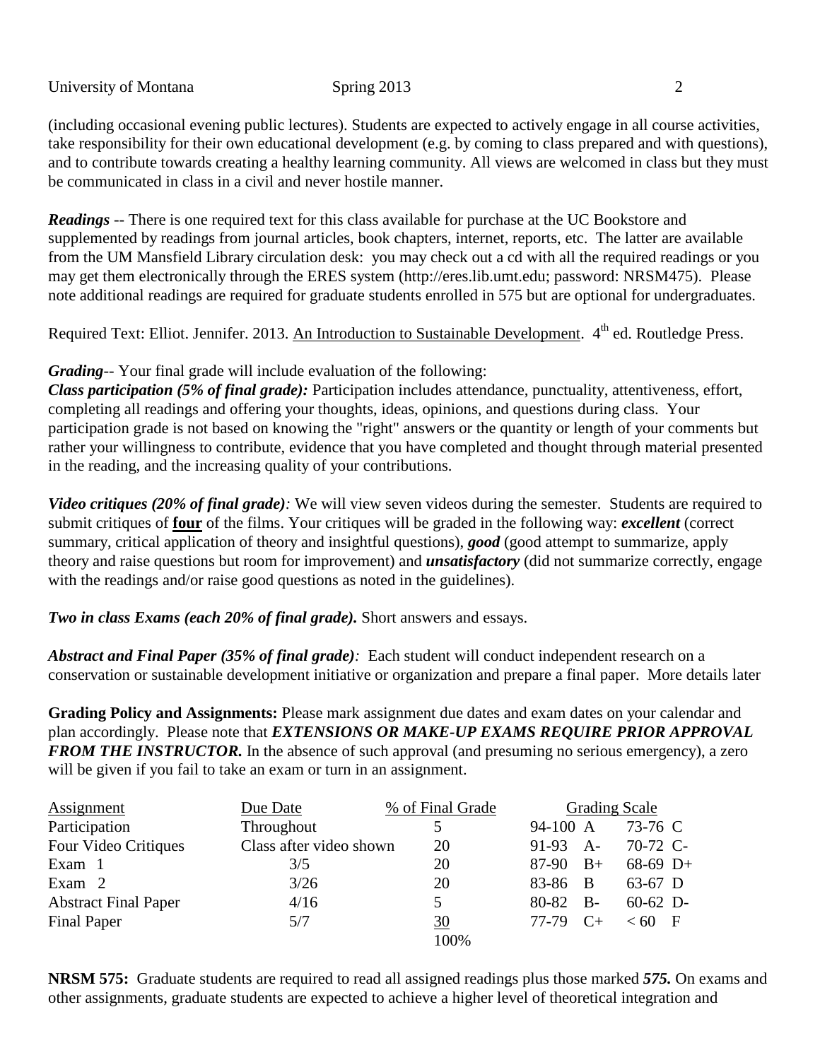(including occasional evening public lectures). Students are expected to actively engage in all course activities, take responsibility for their own educational development (e.g. by coming to class prepared and with questions), and to contribute towards creating a healthy learning community. All views are welcomed in class but they must be communicated in class in a civil and never hostile manner.

***Readings*** -- There is one required text for this class available for purchase at the UC Bookstore and supplemented by readings from journal articles, book chapters, internet, reports, etc. The latter are available from the UM Mansfield Library circulation desk: you may check out a cd with all the required readings or you may get them electronically through the ERES system (http://eres.lib.umt.edu; password: NRSM475). Please note additional readings are required for graduate students enrolled in 575 but are optional for undergraduates.

Required Text: Elliot. Jennifer. 2013. An Introduction to Sustainable Development. 4th ed. Routledge Press.

***Grading***-- Your final grade will include evaluation of the following:

***Class participation (5% of final grade):*** Participation includes attendance, punctuality, attentiveness, effort, completing all readings and offering your thoughts, ideas, opinions, and questions during class. Your participation grade is not based on knowing the "right" answers or the quantity or length of your comments but rather your willingness to contribute, evidence that you have completed and thought through material presented in the reading, and the increasing quality of your contributions.

***Video critiques (20% of final grade)****:* We will view seven videos during the semester. Students are required to submit critiques of **four** of the films. Your critiques will be graded in the following way: ***excellent*** (correct summary, critical application of theory and insightful questions), ***good*** (good attempt to summarize, apply theory and raise questions but room for improvement) and ***unsatisfactory*** (did not summarize correctly, engage with the readings and/or raise good questions as noted in the guidelines).

***Two in class Exams (each 20% of final grade).*** Short answers and essays.

***Abstract and Final Paper (35% of final grade)****:* Each student will conduct independent research on a conservation or sustainable development initiative or organization and prepare a final paper. More details later

**Grading Policy and Assignments:** Please mark assignment due dates and exam dates on your calendar and plan accordingly. Please note that ***EXTENSIONS OR MAKE-UP EXAMS REQUIRE PRIOR APPROVAL FROM THE INSTRUCTOR.*** In the absence of such approval (and presuming no serious emergency), a zero will be given if you fail to take an exam or turn in an assignment.

| Assignment | Due Date | % of Final Grade | Grading Scale | |
|---|---|---|---|---|
| Participation | Throughout | 5 | 94-100 A | 73-76 C |
| Four Video Critiques | Class after video shown | 20 | 91-93 A- | 70-72 C- |
| Exam 1 | 3/5 | 20 | 87-90 B+ | 68-69 D+ |
| Exam 2 | 3/26 | 20 | 83-86 B | 63-67 D |
| Abstract Final Paper | 4/16 | 5 | 80-82 B- | 60-62 D- |
| Final Paper | 5/7 | 30 | 77-79 C+ | < 60 F |
| | | 100% | | |

**NRSM 575:** Graduate students are required to read all assigned readings plus those marked ***575.*** On exams and other assignments, graduate students are expected to achieve a higher level of theoretical integration and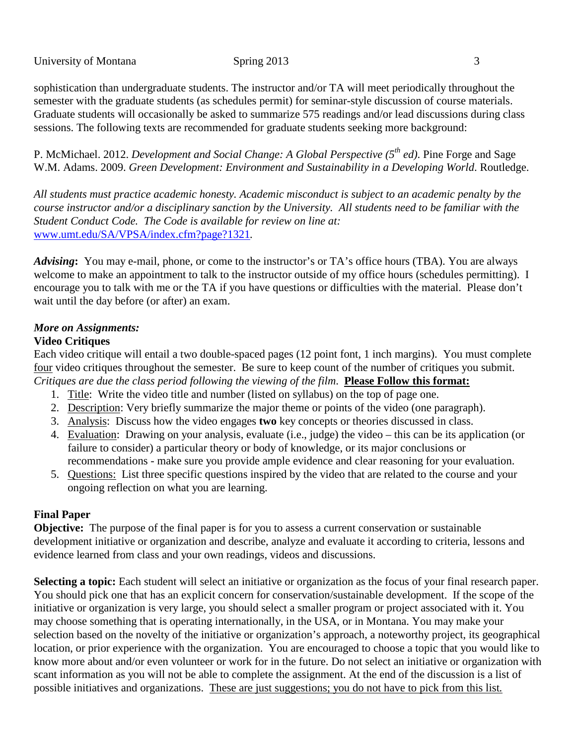sophistication than undergraduate students. The instructor and/or TA will meet periodically throughout the semester with the graduate students (as schedules permit) for seminar-style discussion of course materials. Graduate students will occasionally be asked to summarize 575 readings and/or lead discussions during class sessions. The following texts are recommended for graduate students seeking more background:

P. McMichael. 2012. *Development and Social Change: A Global Perspective (5th ed)*. Pine Forge and Sage
W.M. Adams. 2009. *Green Development: Environment and Sustainability in a Developing World*. Routledge.

*All students must practice academic honesty. Academic misconduct is subject to an academic penalty by the course instructor and/or a disciplinary sanction by the University. All students need to be familiar with the Student Conduct Code. The Code is available for review on line at:* [www.umt.edu/SA/VPSA/index.cfm?page?1321](www.umt.edu/SA/VPSA/index.cfm?page?1321).

***Advising*:** You may e-mail, phone, or come to the instructor's or TA's office hours (TBA). You are always welcome to make an appointment to talk to the instructor outside of my office hours (schedules permitting). I encourage you to talk with me or the TA if you have questions or difficulties with the material. Please don't wait until the day before (or after) an exam.

***More on Assignments:***

**Video Critiques**

Each video critique will entail a two double-spaced pages (12 point font, 1 inch margins). You must complete four video critiques throughout the semester. Be sure to keep count of the number of critiques you submit. *Critiques are due the class period following the viewing of the film*. **Please Follow this format:**

1. Title: Write the video title and number (listed on syllabus) on the top of page one.
2. Description: Very briefly summarize the major theme or points of the video (one paragraph).
3. Analysis: Discuss how the video engages **two** key concepts or theories discussed in class.
4. Evaluation: Drawing on your analysis, evaluate (i.e., judge) the video – this can be its application (or failure to consider) a particular theory or body of knowledge, or its major conclusions or recommendations - make sure you provide ample evidence and clear reasoning for your evaluation.
5. Questions: List three specific questions inspired by the video that are related to the course and your ongoing reflection on what you are learning.

**Final Paper**

**Objective:** The purpose of the final paper is for you to assess a current conservation or sustainable development initiative or organization and describe, analyze and evaluate it according to criteria, lessons and evidence learned from class and your own readings, videos and discussions.

**Selecting a topic:** Each student will select an initiative or organization as the focus of your final research paper. You should pick one that has an explicit concern for conservation/sustainable development. If the scope of the initiative or organization is very large, you should select a smaller program or project associated with it. You may choose something that is operating internationally, in the USA, or in Montana. You may make your selection based on the novelty of the initiative or organization's approach, a noteworthy project, its geographical location, or prior experience with the organization. You are encouraged to choose a topic that you would like to know more about and/or even volunteer or work for in the future. Do not select an initiative or organization with scant information as you will not be able to complete the assignment. At the end of the discussion is a list of possible initiatives and organizations. These are just suggestions; you do not have to pick from this list.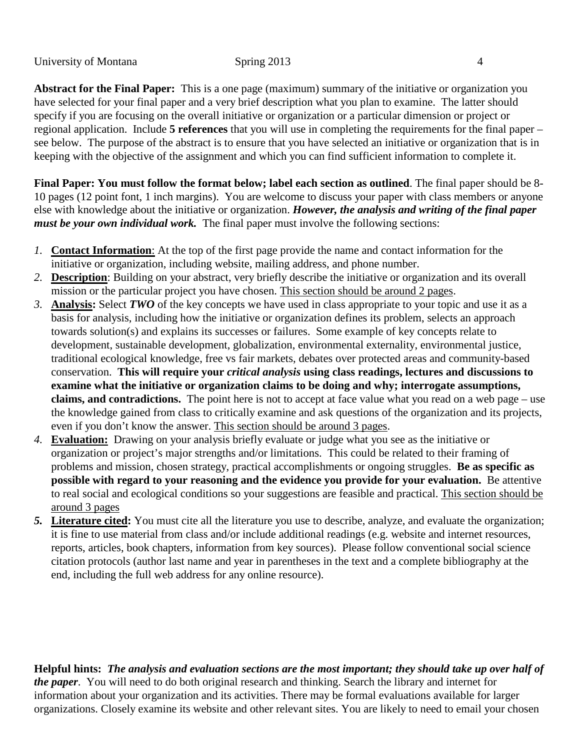**Abstract for the Final Paper:** This is a one page (maximum) summary of the initiative or organization you have selected for your final paper and a very brief description what you plan to examine. The latter should specify if you are focusing on the overall initiative or organization or a particular dimension or project or regional application. Include **5 references** that you will use in completing the requirements for the final paper – see below. The purpose of the abstract is to ensure that you have selected an initiative or organization that is in keeping with the objective of the assignment and which you can find sufficient information to complete it.

**Final Paper: You must follow the format below; label each section as outlined**. The final paper should be 8-10 pages (12 point font, 1 inch margins). You are welcome to discuss your paper with class members or anyone else with knowledge about the initiative or organization. ***However, the analysis and writing of the final paper must be your own individual work.*** The final paper must involve the following sections:

1. **Contact Information**: At the top of the first page provide the name and contact information for the initiative or organization, including website, mailing address, and phone number.
2. **Description**: Building on your abstract, very briefly describe the initiative or organization and its overall mission or the particular project you have chosen. <u>This section should be around 2 pages</u>.
3. **Analysis:** Select ***TWO*** of the key concepts we have used in class appropriate to your topic and use it as a basis for analysis, including how the initiative or organization defines its problem, selects an approach towards solution(s) and explains its successes or failures. Some example of key concepts relate to development, sustainable development, globalization, environmental externality, environmental justice, traditional ecological knowledge, free vs fair markets, debates over protected areas and community-based conservation. **This will require your *critical analysis* using class readings, lectures and discussions to examine what the initiative or organization claims to be doing and why; interrogate assumptions, claims, and contradictions.** The point here is not to accept at face value what you read on a web page – use the knowledge gained from class to critically examine and ask questions of the organization and its projects, even if you don't know the answer. <u>This section should be around 3 pages</u>.
4. **Evaluation:** Drawing on your analysis briefly evaluate or judge what you see as the initiative or organization or project's major strengths and/or limitations. This could be related to their framing of problems and mission, chosen strategy, practical accomplishments or ongoing struggles. **Be as specific as possible with regard to your reasoning and the evidence you provide for your evaluation.** Be attentive to real social and ecological conditions so your suggestions are feasible and practical. <u>This section should be around 3 pages</u>
5. **Literature cited:** You must cite all the literature you use to describe, analyze, and evaluate the organization; it is fine to use material from class and/or include additional readings (e.g. website and internet resources, reports, articles, book chapters, information from key sources). Please follow conventional social science citation protocols (author last name and year in parentheses in the text and a complete bibliography at the end, including the full web address for any online resource).

**Helpful hints:** ***The analysis and evaluation sections are the most important; they should take up over half of the paper***. You will need to do both original research and thinking. Search the library and internet for information about your organization and its activities. There may be formal evaluations available for larger organizations. Closely examine its website and other relevant sites. You are likely to need to email your chosen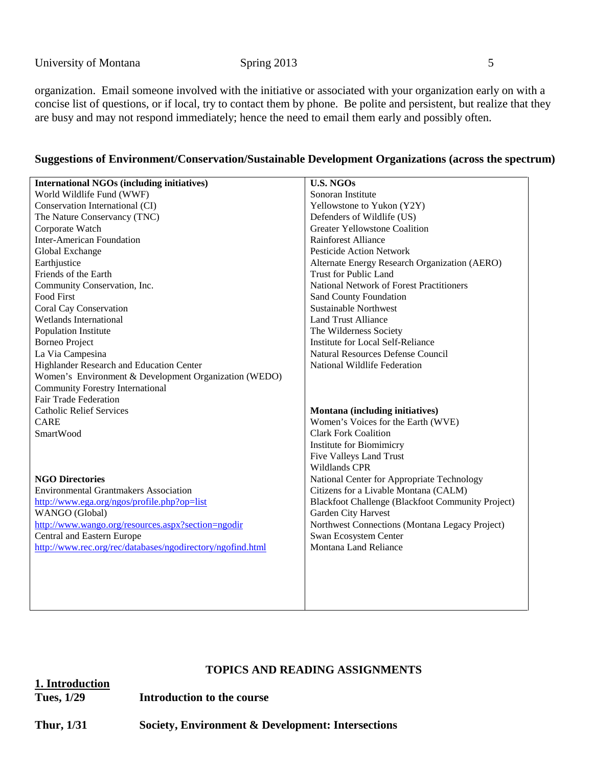organization. Email someone involved with the initiative or associated with your organization early on with a concise list of questions, or if local, try to contact them by phone. Be polite and persistent, but realize that they are busy and may not respond immediately; hence the need to email them early and possibly often.

**Suggestions of Environment/Conservation/Sustainable Development Organizations (across the spectrum)**

| **International NGOs (including initiatives)** | **U.S. NGOs** |
|---|---|
| World Wildlife Fund (WWF) | Sonoran Institute |
| Conservation International (CI) | Yellowstone to Yukon (Y2Y) |
| The Nature Conservancy (TNC) | Defenders of Wildlife (US) |
| Corporate Watch | Greater Yellowstone Coalition |
| Inter-American Foundation | Rainforest Alliance |
| Global Exchange | Pesticide Action Network |
| Earthjustice | Alternate Energy Research Organization (AERO) |
| Friends of the Earth | Trust for Public Land |
| Community Conservation, Inc. | National Network of Forest Practitioners |
| Food First | Sand County Foundation |
| Coral Cay Conservation | Sustainable Northwest |
| Wetlands International | Land Trust Alliance |
| Population Institute | The Wilderness Society |
| Borneo Project | Institute for Local Self-Reliance |
| La Via Campesina | Natural Resources Defense Council |
| Highlander Research and Education Center | National Wildlife Federation |
| Women's Environment & Development Organization (WEDO) | |
| Community Forestry International | |
| Fair Trade Federation | |
| Catholic Relief Services | **Montana (including initiatives)** |
| CARE | Women's Voices for the Earth (WVE) |
| SmartWood | Clark Fork Coalition |
| | Institute for Biomimicry |
| | Five Valleys Land Trust |
| | Wildlands CPR |
| **NGO Directories** | National Center for Appropriate Technology |
| Environmental Grantmakers Association | Citizens for a Livable Montana (CALM) |
| http://www.ega.org/ngos/profile.php?op=list | Blackfoot Challenge (Blackfoot Community Project) |
| WANGO (Global) | Garden City Harvest |
| http://www.wango.org/resources.aspx?section=ngodir | Northwest Connections (Montana Legacy Project) |
| Central and Eastern Europe | Swan Ecosystem Center |
| http://www.rec.org/rec/databases/ngodirectory/ngofind.html | Montana Land Reliance |

## TOPICS AND READING ASSIGNMENTS

### 1. Introduction

**Tues, 1/29** **Introduction to the course**

**Thur, 1/31** **Society, Environment & Development: Intersections**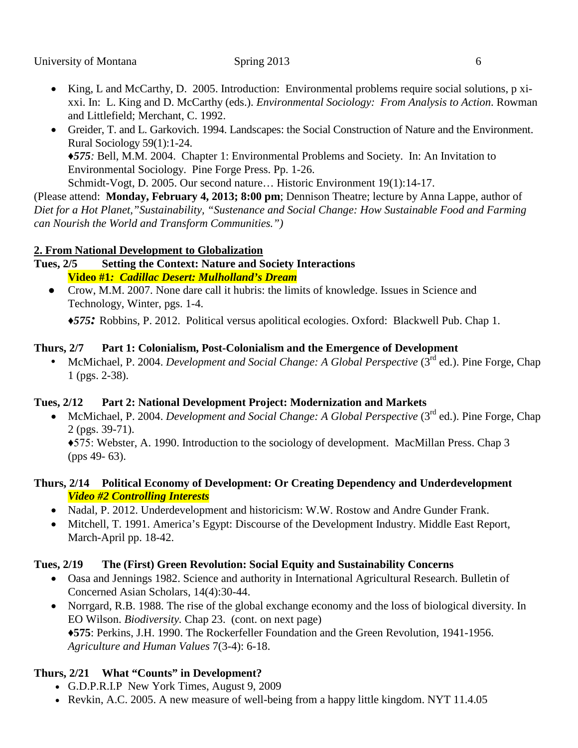- King, L and McCarthy, D. 2005. Introduction: Environmental problems require social solutions, p xi-xxi. In: L. King and D. McCarthy (eds.). *Environmental Sociology: From Analysis to Action*. Rowman and Littlefield; Merchant, C. 1992.
- Greider, T. and L. Garkovich. 1994. Landscapes: the Social Construction of Nature and the Environment. Rural Sociology 59(1):1-24.
  ♦***575****:* Bell, M.M. 2004. Chapter 1: Environmental Problems and Society. In: An Invitation to Environmental Sociology. Pine Forge Press. Pp. 1-26.
  Schmidt-Vogt, D. 2005. Our second nature… Historic Environment 19(1):14-17.

(Please attend: **Monday, February 4, 2013; 8:00 pm**; Dennison Theatre; lecture by Anna Lappe, author of *Diet for a Hot Planet,"Sustainability, "Sustenance and Social Change: How Sustainable Food and Farming can Nourish the World and Transform Communities.")*

## 2. From National Development to Globalization

**Tues, 2/5 Setting the Context: Nature and Society Interactions**
***Video #1: Cadillac Desert: Mulholland's Dream***

- Crow, M.M. 2007. None dare call it hubris: the limits of knowledge. Issues in Science and Technology, Winter, pgs. 1-4.

  ♦***575:*** Robbins, P. 2012. Political versus apolitical ecologies. Oxford: Blackwell Pub. Chap 1.

**Thurs, 2/7 Part 1: Colonialism, Post-Colonialism and the Emergence of Development**

- McMichael, P. 2004. *Development and Social Change: A Global Perspective* (3rd ed.). Pine Forge, Chap 1 (pgs. 2-38).

**Tues, 2/12 Part 2: National Development Project: Modernization and Markets**

- McMichael, P. 2004. *Development and Social Change: A Global Perspective* (3rd ed.). Pine Forge, Chap 2 (pgs. 39-71).
  ♦575: Webster, A. 1990. Introduction to the sociology of development. MacMillan Press. Chap 3 (pps 49- 63).

**Thurs, 2/14 Political Economy of Development: Or Creating Dependency and Underdevelopment**
***Video #2 Controlling Interests***

- Nadal, P. 2012. Underdevelopment and historicism: W.W. Rostow and Andre Gunder Frank.
- Mitchell, T. 1991. America's Egypt: Discourse of the Development Industry. Middle East Report, March-April pp. 18-42.

**Tues, 2/19 The (First) Green Revolution: Social Equity and Sustainability Concerns**

- Oasa and Jennings 1982. Science and authority in International Agricultural Research. Bulletin of Concerned Asian Scholars, 14(4):30-44.
- Norrgard, R.B. 1988. The rise of the global exchange economy and the loss of biological diversity. In EO Wilson. *Biodiversity.* Chap 23. (cont. on next page)
  ♦**575**: Perkins, J.H. 1990. The Rockerfeller Foundation and the Green Revolution, 1941-1956. *Agriculture and Human Values* 7(3-4): 6-18.

**Thurs, 2/21 What "Counts" in Development?**

- G.D.P.R.I.P New York Times, August 9, 2009
- Revkin, A.C. 2005. A new measure of well-being from a happy little kingdom. NYT 11.4.05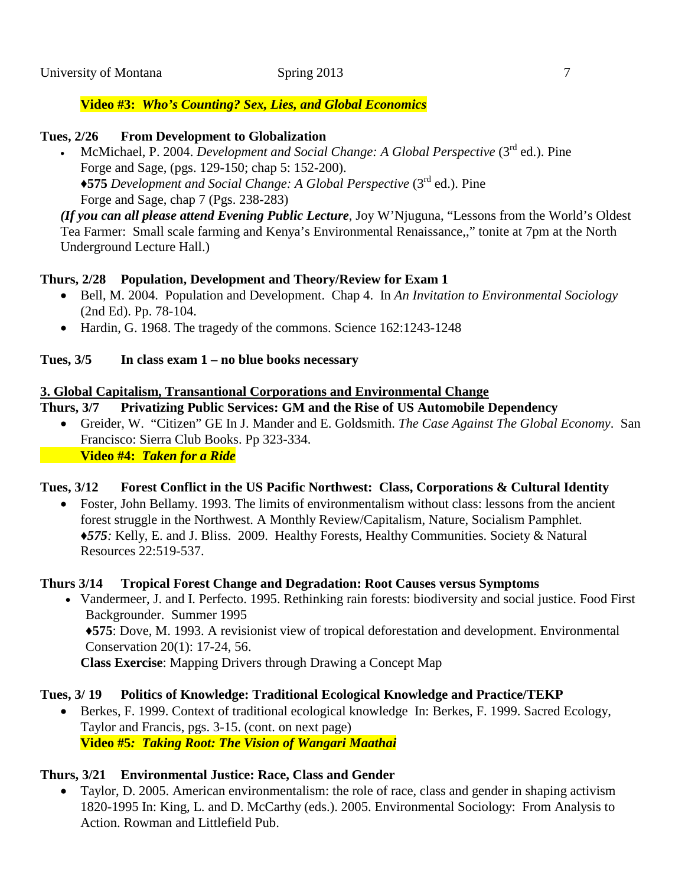**Video #3: *Who's Counting? Sex, Lies, and Global Economics***

**Tues, 2/26 From Development to Globalization**

- McMichael, P. 2004. *Development and Social Change: A Global Perspective* (3rd ed.). Pine Forge and Sage, (pgs. 129-150; chap 5: 152-200).
  ♦**575** *Development and Social Change: A Global Perspective* (3rd ed.). Pine Forge and Sage, chap 7 (Pgs. 238-283)

***(If you can all please attend Evening Public Lecture***, Joy W'Njuguna, "Lessons from the World's Oldest Tea Farmer: Small scale farming and Kenya's Environmental Renaissance,," tonite at 7pm at the North Underground Lecture Hall.)

**Thurs, 2/28 Population, Development and Theory/Review for Exam 1**

- Bell, M. 2004. Population and Development. Chap 4. In *An Invitation to Environmental Sociology* (2nd Ed). Pp. 78-104.
- Hardin, G. 1968. The tragedy of the commons. Science 162:1243-1248

**Tues, 3/5 In class exam 1 – no blue books necessary**

**3. Global Capitalism, Transantional Corporations and Environmental Change**

**Thurs, 3/7 Privatizing Public Services: GM and the Rise of US Automobile Dependency**

- Greider, W. "Citizen" GE In J. Mander and E. Goldsmith. *The Case Against The Global Economy*. San Francisco: Sierra Club Books. Pp 323-334.
  **Video #4: *Taken for a Ride***

**Tues, 3/12 Forest Conflict in the US Pacific Northwest: Class, Corporations & Cultural Identity**

- Foster, John Bellamy. 1993. The limits of environmentalism without class: lessons from the ancient forest struggle in the Northwest. A Monthly Review/Capitalism, Nature, Socialism Pamphlet.
  ♦***575**:* Kelly, E. and J. Bliss. 2009. Healthy Forests, Healthy Communities. Society & Natural Resources 22:519-537.

**Thurs 3/14 Tropical Forest Change and Degradation: Root Causes versus Symptoms**

- Vandermeer, J. and I. Perfecto. 1995. Rethinking rain forests: biodiversity and social justice. Food First Backgrounder. Summer 1995
  ♦**575**: Dove, M. 1993. A revisionist view of tropical deforestation and development. Environmental Conservation 20(1): 17-24, 56.

**Class Exercise**: Mapping Drivers through Drawing a Concept Map

**Tues, 3/ 19 Politics of Knowledge: Traditional Ecological Knowledge and Practice/TEKP**

- Berkes, F. 1999. Context of traditional ecological knowledge In: Berkes, F. 1999. Sacred Ecology, Taylor and Francis, pgs. 3-15. (cont. on next page)
  **Video #5*: Taking Root: The Vision of Wangari Maathai***

**Thurs, 3/21 Environmental Justice: Race, Class and Gender**

- Taylor, D. 2005. American environmentalism: the role of race, class and gender in shaping activism 1820-1995 In: King, L. and D. McCarthy (eds.). 2005. Environmental Sociology: From Analysis to Action. Rowman and Littlefield Pub.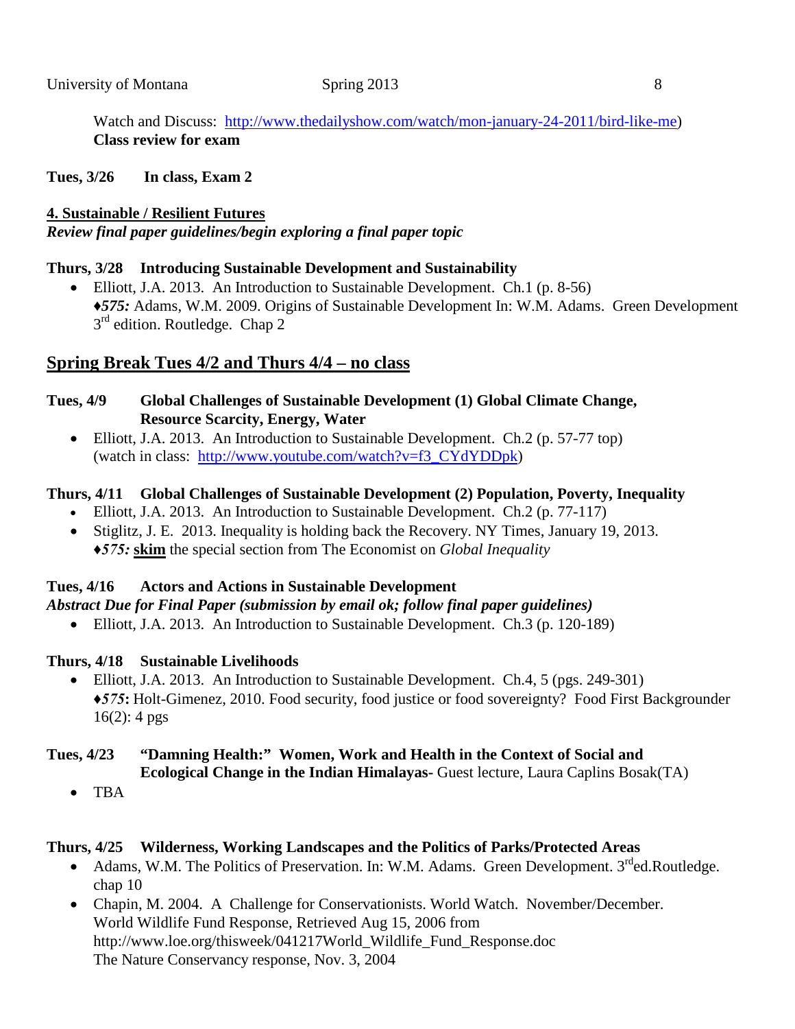Watch and Discuss: [http://www.thedailyshow.com/watch/mon-january-24-2011/bird-like-me](http://www.thedailyshow.com/watch/mon-january-24-2011/bird-like-me))
**Class review for exam**

**Tues, 3/26  In class, Exam 2**

**4. Sustainable / Resilient Futures**

***Review final paper guidelines/begin exploring a final paper topic***

**Thurs, 3/28  Introducing Sustainable Development and Sustainability**

- Elliott, J.A. 2013. An Introduction to Sustainable Development. Ch.1 (p. 8-56)
  ♦***575:*** Adams, W.M. 2009. Origins of Sustainable Development In: W.M. Adams. Green Development 3rd edition. Routledge. Chap 2

## Spring Break Tues 4/2 and Thurs 4/4 – no class

**Tues, 4/9  Global Challenges of Sustainable Development (1) Global Climate Change, Resource Scarcity, Energy, Water**

- Elliott, J.A. 2013. An Introduction to Sustainable Development. Ch.2 (p. 57-77 top) (watch in class: [http://www.youtube.com/watch?v=f3_CYdYDDpk](http://www.youtube.com/watch?v=f3_CYdYDDpk))

**Thurs, 4/11  Global Challenges of Sustainable Development (2) Population, Poverty, Inequality**

- Elliott, J.A. 2013. An Introduction to Sustainable Development. Ch.2 (p. 77-117)
- Stiglitz, J. E. 2013. Inequality is holding back the Recovery. NY Times, January 19, 2013.
  ♦***575:*** **skim** the special section from The Economist on *Global Inequality*

**Tues, 4/16  Actors and Actions in Sustainable Development**

***Abstract Due for Final Paper (submission by email ok; follow final paper guidelines)***

- Elliott, J.A. 2013. An Introduction to Sustainable Development. Ch.3 (p. 120-189)

**Thurs, 4/18  Sustainable Livelihoods**

- Elliott, J.A. 2013. An Introduction to Sustainable Development. Ch.4, 5 (pgs. 249-301)
  ♦***575*:** Holt-Gimenez, 2010. Food security, food justice or food sovereignty? Food First Backgrounder 16(2): 4 pgs

**Tues, 4/23  "Damning Health:" Women, Work and Health in the Context of Social and Ecological Change in the Indian Himalayas-** Guest lecture, Laura Caplins Bosak(TA)

- TBA

**Thurs, 4/25  Wilderness, Working Landscapes and the Politics of Parks/Protected Areas**

- Adams, W.M. The Politics of Preservation. In: W.M. Adams. Green Development. 3rd ed.Routledge. chap 10
- Chapin, M. 2004. A Challenge for Conservationists. World Watch. November/December.
  World Wildlife Fund Response, Retrieved Aug 15, 2006 from
  http://www.loe.org/thisweek/041217World_Wildlife_Fund_Response.doc
  The Nature Conservancy response, Nov. 3, 2004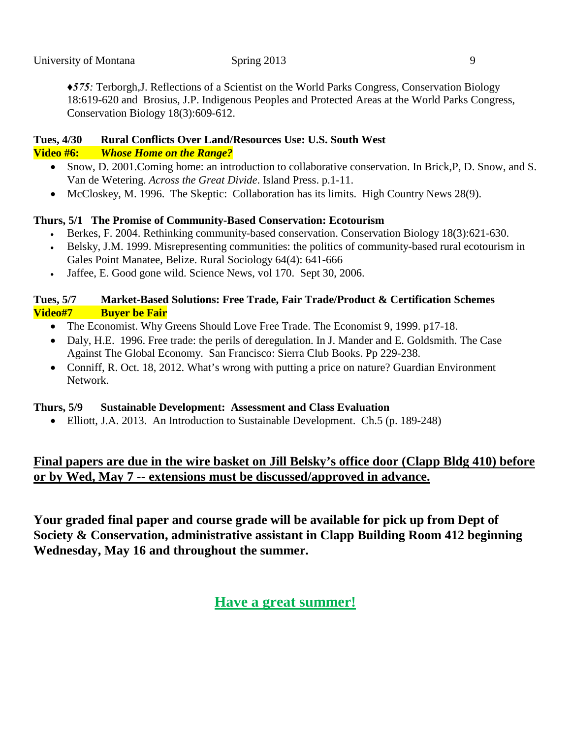♦***575:*** Terborgh,J. Reflections of a Scientist on the World Parks Congress, Conservation Biology 18:619-620 and Brosius, J.P. Indigenous Peoples and Protected Areas at the World Parks Congress, Conservation Biology 18(3):609-612.

**Tues, 4/30 Rural Conflicts Over Land/Resources Use: U.S. South West**

**Video #6: *Whose Home on the Range?***

- Snow, D. 2001.Coming home: an introduction to collaborative conservation. In Brick,P, D. Snow, and S. Van de Wetering. *Across the Great Divide*. Island Press. p.1-11.
- McCloskey, M. 1996. The Skeptic: Collaboration has its limits. High Country News 28(9).

**Thurs, 5/1 The Promise of Community-Based Conservation: Ecotourism**

- Berkes, F. 2004. Rethinking community-based conservation. Conservation Biology 18(3):621-630.
- Belsky, J.M. 1999. Misrepresenting communities: the politics of community-based rural ecotourism in Gales Point Manatee, Belize. Rural Sociology 64(4): 641-666
- Jaffee, E. Good gone wild. Science News, vol 170. Sept 30, 2006.

**Tues, 5/7 Market-Based Solutions: Free Trade, Fair Trade/Product & Certification Schemes**

**Video#7 Buyer be Fair**

- The Economist. Why Greens Should Love Free Trade. The Economist 9, 1999. p17-18.
- Daly, H.E. 1996. Free trade: the perils of deregulation. In J. Mander and E. Goldsmith. The Case Against The Global Economy. San Francisco: Sierra Club Books. Pp 229-238.
- Conniff, R. Oct. 18, 2012. What's wrong with putting a price on nature? Guardian Environment Network.

**Thurs, 5/9 Sustainable Development: Assessment and Class Evaluation**

- Elliott, J.A. 2013. An Introduction to Sustainable Development. Ch.5 (p. 189-248)

**Final papers are due in the wire basket on Jill Belsky's office door (Clapp Bldg 410) before or by Wed, May 7 -- extensions must be discussed/approved in advance.**

**Your graded final paper and course grade will be available for pick up from Dept of Society & Conservation, administrative assistant in Clapp Building Room 412 beginning Wednesday, May 16 and throughout the summer.**

**Have a great summer!**